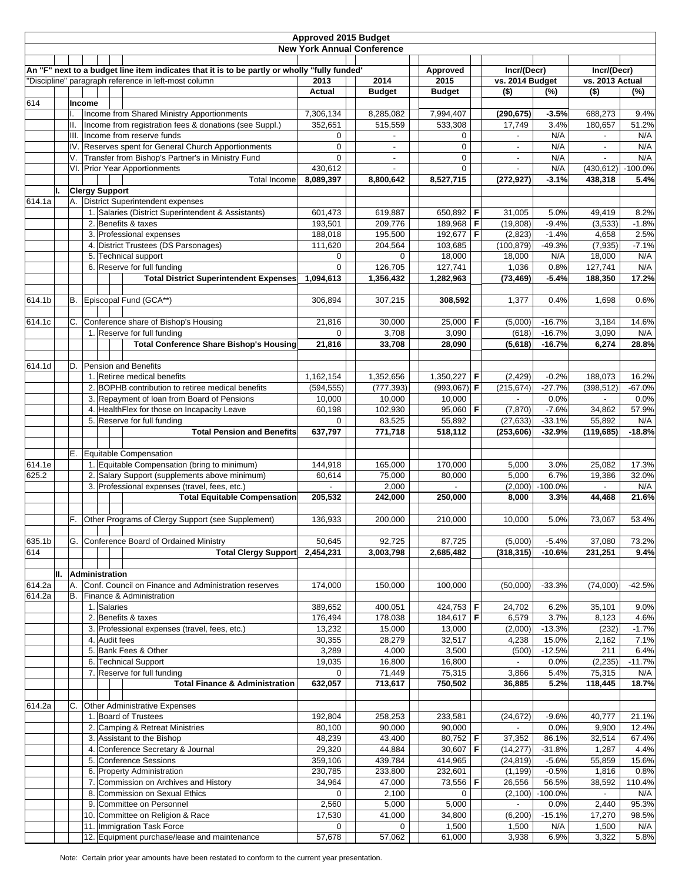# Approved 2015 Budget

## New York Annual Conference

An "F" next to a budget line item indicates that it is to be partly or wholly "fully funded'
"Discipline" paragraph reference in left-most column

| Ref | | | Item | 2013 Actual | 2014 Budget | Approved 2015 Budget | F | Incr/(Decr) vs. 2014 Budget ($) | Incr/(Decr) vs. 2014 Budget (%) | Incr/(Decr) vs. 2013 Actual ($) | Incr/(Decr) vs. 2013 Actual (%) |
|---|---|---|---|---|---|---|---|---|---|---|---|
| 614 | **Income** | | | | | | | | | | |
| | | I. | Income from Shared Ministry Apportionments | 7,306,134 | 8,285,082 | 7,994,407 | | **(290,675)** | **-3.5%** | 688,273 | 9.4% |
| | | II. | Income from registration fees & donations (see Suppl.) | 352,651 | 515,559 | 533,308 | | 17,749 | 3.4% | 180,657 | 51.2% |
| | | III. | Income from reserve funds | 0 | - | 0 | | - | N/A | - | N/A |
| | | IV. | Reserves spent for General Church Apportionments | 0 | - | 0 | | - | N/A | - | N/A |
| | | V. | Transfer from Bishop's Partner's in Ministry Fund | 0 | - | 0 | | - | N/A | - | N/A |
| | | VI. | Prior Year Apportionments | 430,612 | - | 0 | | - | N/A | (430,612) | -100.0% |
| | | | Total Income | **8,089,397** | **8,800,642** | **8,527,715** | | **(272,927)** | **-3.1%** | **438,318** | **5.4%** |
| | **I.** | **Clergy Support** | | | | | | | | | |
| 614.1a | | A. | District Superintendent expenses | | | | | | | | |
| | | 1. | Salaries (District Superintendent & Assistants) | 601,473 | 619,887 | 650,892 | F | 31,005 | 5.0% | 49,419 | 8.2% |
| | | 2. | Benefits & taxes | 193,501 | 209,776 | 189,968 | F | (19,808) | -9.4% | (3,533) | -1.8% |
| | | 3. | Professional expenses | 188,018 | 195,500 | 192,677 | F | (2,823) | -1.4% | 4,658 | 2.5% |
| | | 4. | District Trustees (DS Parsonages) | 111,620 | 204,564 | 103,685 | | (100,879) | -49.3% | (7,935) | -7.1% |
| | | 5. | Technical support | 0 | 0 | 18,000 | | 18,000 | N/A | 18,000 | N/A |
| | | 6. | Reserve for full funding | 0 | 126,705 | 127,741 | | 1,036 | 0.8% | 127,741 | N/A |
| | | | **Total District Superintendent Expenses** | **1,094,613** | **1,356,432** | **1,282,963** | | **(73,469)** | **-5.4%** | **188,350** | **17.2%** |
| 614.1b | | B. | Episcopal Fund (GCA**) | 306,894 | 307,215 | **308,592** | | 1,377 | 0.4% | 1,698 | 0.6% |
| 614.1c | | C. | Conference share of Bishop's Housing | 21,816 | 30,000 | 25,000 | F | (5,000) | -16.7% | 3,184 | 14.6% |
| | | 1. | Reserve for full funding | 0 | 3,708 | 3,090 | | (618) | -16.7% | 3,090 | N/A |
| | | | **Total Conference Share Bishop's Housing** | **21,816** | **33,708** | **28,090** | | **(5,618)** | **-16.7%** | **6,274** | **28.8%** |
| 614.1d | | D. | Pension and Benefits | | | | | | | | |
| | | 1. | Retiree medical benefits | 1,162,154 | 1,352,656 | 1,350,227 | F | (2,429) | -0.2% | 188,073 | 16.2% |
| | | 2. | BOPHB contribution to retiree medical benefits | (594,555) | (777,393) | (993,067) | F | (215,674) | -27.7% | (398,512) | -67.0% |
| | | 3. | Repayment of loan from Board of Pensions | 10,000 | 10,000 | 10,000 | | - | 0.0% | - | 0.0% |
| | | 4. | HealthFlex for those on Incapacity Leave | 60,198 | 102,930 | 95,060 | F | (7,870) | -7.6% | 34,862 | 57.9% |
| | | 5. | Reserve for full funding | 0 | 83,525 | 55,892 | | (27,633) | -33.1% | 55,892 | N/A |
| | | | **Total Pension and Benefits** | **637,797** | **771,718** | **518,112** | | **(253,606)** | **-32.9%** | **(119,685)** | **-18.8%** |
| | | E. | Equitable Compensation | | | | | | | | |
| 614.1e | | 1. | Equitable Compensation (bring to minimum) | 144,918 | 165,000 | 170,000 | | 5,000 | 3.0% | 25,082 | 17.3% |
| 625.2 | | 2. | Salary Support (supplements above minimum) | 60,614 | 75,000 | 80,000 | | 5,000 | 6.7% | 19,386 | 32.0% |
| | | 3. | Professional expenses (travel, fees, etc.) | - | 2,000 | - | | (2,000) | -100.0% | - | N/A |
| | | | **Total Equitable Compensation** | **205,532** | **242,000** | **250,000** | | **8,000** | **3.3%** | **44,468** | **21.6%** |
| | | F. | Other Programs of Clergy Support (see Supplement) | 136,933 | 200,000 | 210,000 | | 10,000 | 5.0% | 73,067 | 53.4% |
| 635.1b | | G. | Conference Board of Ordained Ministry | 50,645 | 92,725 | 87,725 | | (5,000) | -5.4% | 37,080 | 73.2% |
| 614 | | | **Total Clergy Support** | **2,454,231** | **3,003,798** | **2,685,482** | | **(318,315)** | **-10.6%** | **231,251** | **9.4%** |
| | **II.** | **Administration** | | | | | | | | | |
| 614.2a | | A. | Conf. Council on Finance and Administration reserves | 174,000 | 150,000 | 100,000 | | (50,000) | -33.3% | (74,000) | -42.5% |
| 614.2a | | B. | Finance & Administration | | | | | | | | |
| | | 1. | Salaries | 389,652 | 400,051 | 424,753 | F | 24,702 | 6.2% | 35,101 | 9.0% |
| | | 2. | Benefits & taxes | 176,494 | 178,038 | 184,617 | F | 6,579 | 3.7% | 8,123 | 4.6% |
| | | 3. | Professional expenses (travel, fees, etc.) | 13,232 | 15,000 | 13,000 | | (2,000) | -13.3% | (232) | -1.7% |
| | | 4. | Audit fees | 30,355 | 28,279 | 32,517 | | 4,238 | 15.0% | 2,162 | 7.1% |
| | | 5. | Bank Fees & Other | 3,289 | 4,000 | 3,500 | | (500) | -12.5% | 211 | 6.4% |
| | | 6. | Technical Support | 19,035 | 16,800 | 16,800 | | - | 0.0% | (2,235) | -11.7% |
| | | 7. | Reserve for full funding | 0 | 71,449 | 75,315 | | 3,866 | 5.4% | 75,315 | N/A |
| | | | **Total Finance & Administration** | **632,057** | **713,617** | **750,502** | | **36,885** | **5.2%** | **118,445** | **18.7%** |
| 614.2a | | C. | Other Administrative Expenses | | | | | | | | |
| | | 1. | Board of Trustees | 192,804 | 258,253 | 233,581 | | (24,672) | -9.6% | 40,777 | 21.1% |
| | | 2. | Camping & Retreat Ministries | 80,100 | 90,000 | 90,000 | | - | 0.0% | 9,900 | 12.4% |
| | | 3. | Assistant to the Bishop | 48,239 | 43,400 | 80,752 | F | 37,352 | 86.1% | 32,514 | 67.4% |
| | | 4. | Conference Secretary & Journal | 29,320 | 44,884 | 30,607 | F | (14,277) | -31.8% | 1,287 | 4.4% |
| | | 5. | Conference Sessions | 359,106 | 439,784 | 414,965 | | (24,819) | -5.6% | 55,859 | 15.6% |
| | | 6. | Property Administration | 230,785 | 233,800 | 232,601 | | (1,199) | -0.5% | 1,816 | 0.8% |
| | | 7. | Commission on Archives and History | 34,964 | 47,000 | 73,556 | F | 26,556 | 56.5% | 38,592 | 110.4% |
| | | 8. | Commission on Sexual Ethics | 0 | 2,100 | 0 | | (2,100) | -100.0% | - | N/A |
| | | 9. | Committee on Personnel | 2,560 | 5,000 | 5,000 | | - | 0.0% | 2,440 | 95.3% |
| | | 10. | Committee on Religion & Race | 17,530 | 41,000 | 34,800 | | (6,200) | -15.1% | 17,270 | 98.5% |
| | | 11. | Immigration Task Force | 0 | 0 | 1,500 | | 1,500 | N/A | 1,500 | N/A |
| | | 12. | Equipment purchase/lease and maintenance | 57,678 | 57,062 | 61,000 | | 3,938 | 6.9% | 3,322 | 5.8% |

Note: Certain prior year amounts have been restated to conform to the current year presentation.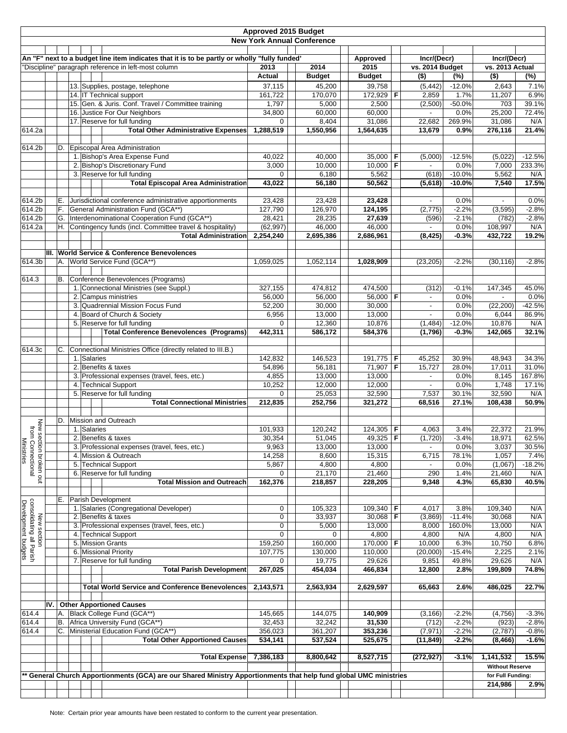# Approved 2015 Budget

## New York Annual Conference

An "F" next to a budget line item indicates that it is to be partly or wholly "fully funded'

"Discipline" paragraph reference in left-most column

| Ref | Line Item | 2013 Actual | 2014 Budget | Approved 2015 Budget | F | Incr/(Decr) vs. 2014 Budget ($) | Incr/(Decr) vs. 2014 Budget (%) | Incr/(Decr) vs. 2013 Actual ($) | Incr/(Decr) vs. 2013 Actual (%) |
|---|---|---|---|---|---|---|---|---|---|
| | 13. Supplies, postage, telephone | 37,115 | 45,200 | 39,758 | | (5,442) | -12.0% | 2,643 | 7.1% |
| | 14. IT Technical support | 161,722 | 170,070 | 172,929 | F | 2,859 | 1.7% | 11,207 | 6.9% |
| | 15. Gen. & Juris. Conf. Travel / Committee training | 1,797 | 5,000 | 2,500 | | (2,500) | -50.0% | 703 | 39.1% |
| | 16. Justice For Our Neighbors | 34,800 | 60,000 | 60,000 | | - | 0.0% | 25,200 | 72.4% |
| | 17. Reserve for full funding | 0 | 8,404 | 31,086 | | 22,682 | 269.9% | 31,086 | N/A |
| 614.2a | **Total Other Administrative Expenses** | **1,288,519** | **1,550,956** | **1,564,635** | | **13,679** | **0.9%** | **276,116** | **21.4%** |
| | | | | | | | | | |
| 614.2b | D. Episcopal Area Administration | | | | | | | | |
| | 1. Bishop's Area Expense Fund | 40,022 | 40,000 | 35,000 | F | (5,000) | -12.5% | (5,022) | -12.5% |
| | 2. Bishop's Discretionary Fund | 3,000 | 10,000 | 10,000 | F | - | 0.0% | 7,000 | 233.3% |
| | 3. Reserve for full funding | 0 | 6,180 | 5,562 | | (618) | -10.0% | 5,562 | N/A |
| | **Total Episcopal Area Administration** | **43,022** | **56,180** | **50,562** | | **(5,618)** | **-10.0%** | **7,540** | **17.5%** |
| | | | | | | | | | |
| 614.2b | E. Jurisdictional conference administrative apportionments | 23,428 | 23,428 | **23,428** | | - | 0.0% | - | 0.0% |
| 614.2b | F. General Administration Fund (GCA**) | 127,790 | 126,970 | **124,195** | | (2,775) | -2.2% | (3,595) | -2.8% |
| 614.2b | G. Interdenominational Cooperation Fund (GCA**) | 28,421 | 28,235 | **27,639** | | (596) | -2.1% | (782) | -2.8% |
| 614.2a | H. Contingency funds (incl. Committee travel & hospitality) | (62,997) | 46,000 | 46,000 | | - | 0.0% | 108,997 | N/A |
| | **Total Administration** | **2,254,240** | **2,695,386** | **2,686,961** | | **(8,425)** | **-0.3%** | **432,722** | **19.2%** |
| | | | | | | | | | |
| | **III. World Service & Conference Benevolences** | | | | | | | | |
| 614.3b | A. World Service Fund (GCA**) | 1,059,025 | 1,052,114 | **1,028,909** | | (23,205) | -2.2% | (30,116) | -2.8% |
| | | | | | | | | | |
| 614.3 | B. Conference Benevolences (Programs) | | | | | | | | |
| | 1. Connectional Ministries (see Suppl.) | 327,155 | 474,812 | 474,500 | | (312) | -0.1% | 147,345 | 45.0% |
| | 2. Campus ministries | 56,000 | 56,000 | 56,000 | F | - | 0.0% | - | 0.0% |
| | 3. Quadrennial Mission Focus Fund | 52,200 | 30,000 | 30,000 | | - | 0.0% | (22,200) | -42.5% |
| | 4. Board of Church & Society | 6,956 | 13,000 | 13,000 | | - | 0.0% | 6,044 | 86.9% |
| | 5. Reserve for full funding | 0 | 12,360 | 10,876 | | (1,484) | -12.0% | 10,876 | N/A |
| | **Total Conference Benevolences (Programs)** | **442,311** | **586,172** | **584,376** | | **(1,796)** | **-0.3%** | **142,065** | **32.1%** |
| | | | | | | | | | |
| 614.3c | C. Connectional Ministries Office (directly related to III.B.) | | | | | | | | |
| | 1. Salaries | 142,832 | 146,523 | 191,775 | F | 45,252 | 30.9% | 48,943 | 34.3% |
| | 2. Benefits & taxes | 54,896 | 56,181 | 71,907 | F | 15,727 | 28.0% | 17,011 | 31.0% |
| | 3. Professional expenses (travel, fees, etc.) | 4,855 | 13,000 | 13,000 | | - | 0.0% | 8,145 | 167.8% |
| | 4. Technical Support | 10,252 | 12,000 | 12,000 | | - | 0.0% | 1,748 | 17.1% |
| | 5. Reserve for full funding | 0 | 25,053 | 32,590 | | 7,537 | 30.1% | 32,590 | N/A |
| | **Total Connectional Ministries** | **212,835** | **252,756** | **321,272** | | **68,516** | **27.1%** | **108,438** | **50.9%** |
| | | | | | | | | | |
| New section broken out from Connectional Ministries | D. Mission and Outreach | | | | | | | | |
| | 1. Salaries | 101,933 | 120,242 | 124,305 | F | 4,063 | 3.4% | 22,372 | 21.9% |
| | 2. Benefits & taxes | 30,354 | 51,045 | 49,325 | F | (1,720) | -3.4% | 18,971 | 62.5% |
| | 3. Professional expenses (travel, fees, etc.) | 9,963 | 13,000 | 13,000 | | - | 0.0% | 3,037 | 30.5% |
| | 4. Mission & Outreach | 14,258 | 8,600 | 15,315 | | 6,715 | 78.1% | 1,057 | 7.4% |
| | 5. Technical Support | 5,867 | 4,800 | 4,800 | | - | 0.0% | (1,067) | -18.2% |
| | 6. Reserve for full funding | 0 | 21,170 | 21,460 | | 290 | 1.4% | 21,460 | N/A |
| | **Total Mission and Outreach** | **162,376** | **218,857** | **228,205** | | **9,348** | **4.3%** | **65,830** | **40.5%** |
| | | | | | | | | | |
| New section consolidating all Parish Development budgets | E. Parish Development | | | | | | | | |
| | 1. Salaries (Congregational Developer) | 0 | 105,323 | 109,340 | F | 4,017 | 3.8% | 109,340 | N/A |
| | 2. Benefits & taxes | 0 | 33,937 | 30,068 | F | (3,869) | -11.4% | 30,068 | N/A |
| | 3. Professional expenses (travel, fees, etc.) | 0 | 5,000 | 13,000 | | 8,000 | 160.0% | 13,000 | N/A |
| | 4. Technical Support | 0 | 0 | 4,800 | | 4,800 | N/A | 4,800 | N/A |
| | 5. Mission Grants | 159,250 | 160,000 | 170,000 | F | 10,000 | 6.3% | 10,750 | 6.8% |
| | 6. Missional Priority | 107,775 | 130,000 | 110,000 | | (20,000) | -15.4% | 2,225 | 2.1% |
| | 7. Reserve for full funding | 0 | 19,775 | 29,626 | | 9,851 | 49.8% | 29,626 | N/A |
| | **Total Parish Development** | **267,025** | **454,034** | **466,834** | | **12,800** | **2.8%** | **199,809** | **74.8%** |
| | | | | | | | | | |
| | **Total World Service and Conference Benevolences** | **2,143,571** | **2,563,934** | **2,629,597** | | **65,663** | **2.6%** | **486,025** | **22.7%** |
| | | | | | | | | | |
| | **IV. Other Apportioned Causes** | | | | | | | | |
| 614.4 | A. Black College Fund (GCA**) | 145,665 | 144,075 | **140,909** | | (3,166) | -2.2% | (4,756) | -3.3% |
| 614.4 | B. Africa University Fund (GCA**) | 32,453 | 32,242 | **31,530** | | (712) | -2.2% | (923) | -2.8% |
| 614.4 | C. Ministerial Education Fund (GCA**) | 356,023 | 361,207 | **353,236** | | (7,971) | -2.2% | (2,787) | -0.8% |
| | **Total Other Apportioned Causes** | **534,141** | **537,524** | **525,675** | | **(11,849)** | **-2.2%** | **(8,466)** | **-1.6%** |
| | | | | | | | | | |
| | **Total Expense** | **7,386,183** | **8,800,642** | **8,527,715** | | **(272,927)** | **-3.1%** | **1,141,532** | **15.5%** |
| | | | | | | | | **Without Reserve for Full Funding:** | |
| | | | | | | | | **214,986** | **2.9%** |

**\*\* General Church Apportionments (GCA) are our Shared Ministry Apportionments that help fund global UMC ministries**

Note: Certain prior year amounts have been restated to conform to the current year presentation.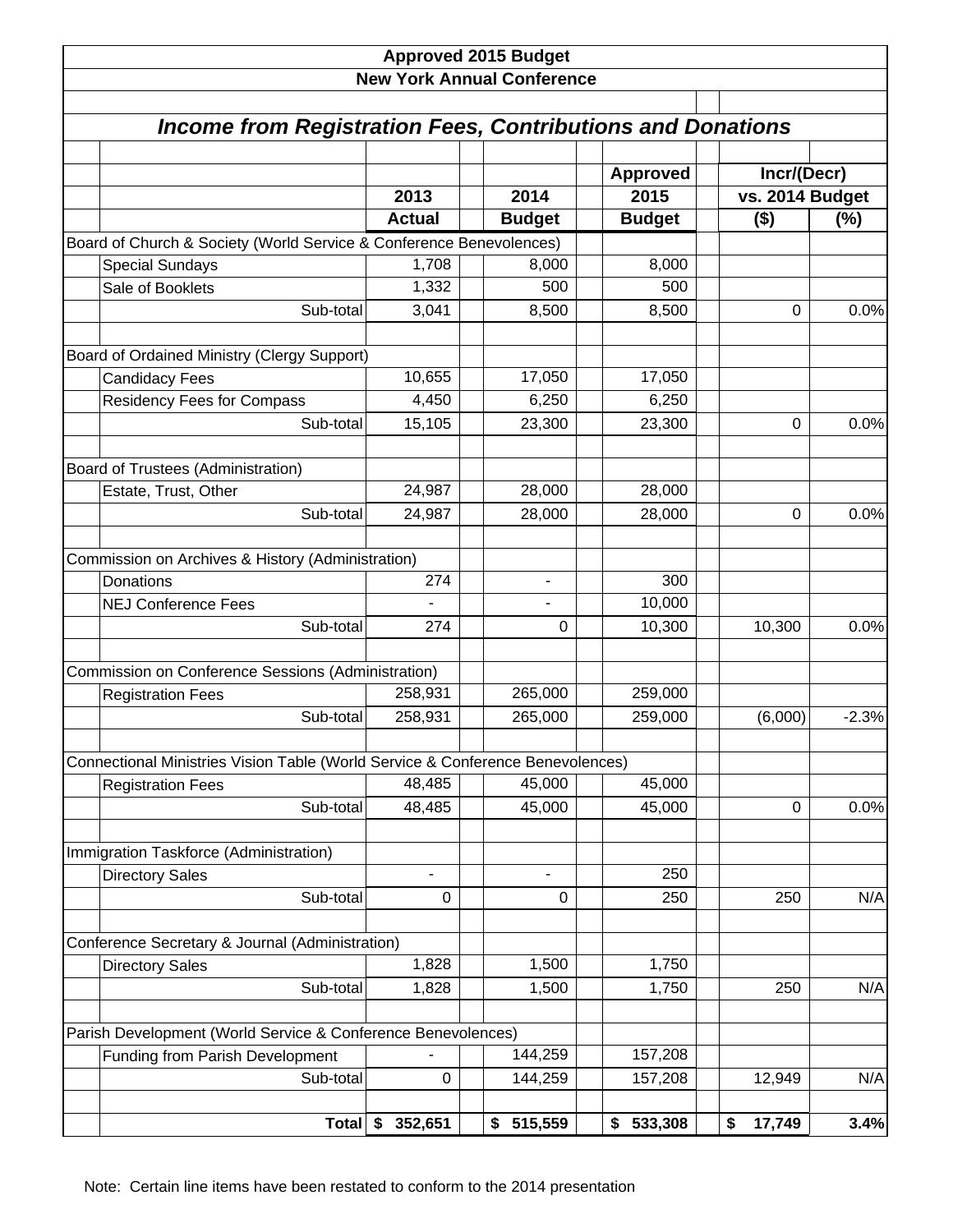# Approved 2015 Budget

## New York Annual Conference

### *Income from Registration Fees, Contributions and Donations*

| | 2013 Actual | 2014 Budget | Approved 2015 Budget | Incr/(Decr) vs. 2014 Budget ($) | Incr/(Decr) vs. 2014 Budget (%) |
|---|---|---|---|---|---|
| **Board of Church & Society (World Service & Conference Benevolences)** | | | | | |
| Special Sundays | 1,708 | 8,000 | 8,000 | | |
| Sale of Booklets | 1,332 | 500 | 500 | | |
| Sub-total | 3,041 | 8,500 | 8,500 | 0 | 0.0% |
| **Board of Ordained Ministry (Clergy Support)** | | | | | |
| Candidacy Fees | 10,655 | 17,050 | 17,050 | | |
| Residency Fees for Compass | 4,450 | 6,250 | 6,250 | | |
| Sub-total | 15,105 | 23,300 | 23,300 | 0 | 0.0% |
| **Board of Trustees (Administration)** | | | | | |
| Estate, Trust, Other | 24,987 | 28,000 | 28,000 | | |
| Sub-total | 24,987 | 28,000 | 28,000 | 0 | 0.0% |
| **Commission on Archives & History (Administration)** | | | | | |
| Donations | 274 | - | 300 | | |
| NEJ Conference Fees | - | - | 10,000 | | |
| Sub-total | 274 | 0 | 10,300 | 10,300 | 0.0% |
| **Commission on Conference Sessions (Administration)** | | | | | |
| Registration Fees | 258,931 | 265,000 | 259,000 | | |
| Sub-total | 258,931 | 265,000 | 259,000 | (6,000) | -2.3% |
| **Connectional Ministries Vision Table (World Service & Conference Benevolences)** | | | | | |
| Registration Fees | 48,485 | 45,000 | 45,000 | | |
| Sub-total | 48,485 | 45,000 | 45,000 | 0 | 0.0% |
| **Immigration Taskforce (Administration)** | | | | | |
| Directory Sales | - | - | 250 | | |
| Sub-total | 0 | 0 | 250 | 250 | N/A |
| **Conference Secretary & Journal (Administration)** | | | | | |
| Directory Sales | 1,828 | 1,500 | 1,750 | | |
| Sub-total | 1,828 | 1,500 | 1,750 | 250 | N/A |
| **Parish Development (World Service & Conference Benevolences)** | | | | | |
| Funding from Parish Development | - | 144,259 | 157,208 | | |
| Sub-total | 0 | 144,259 | 157,208 | 12,949 | N/A |
| **Total** | **$ 352,651** | **$ 515,559** | **$ 533,308** | **$ 17,749** | **3.4%** |

Note: Certain line items have been restated to conform to the 2014 presentation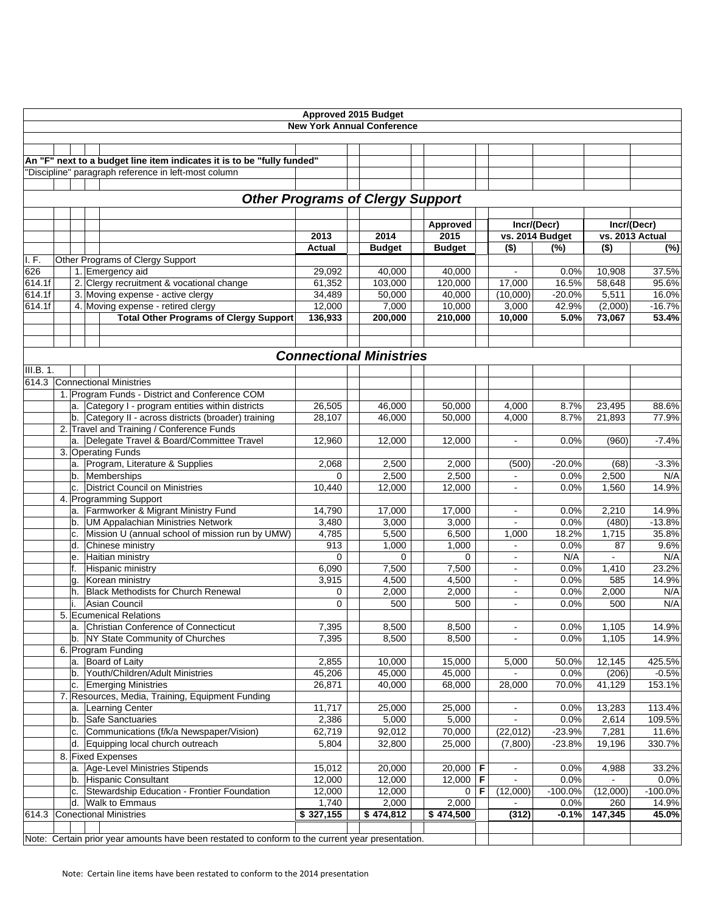**Approved 2015 Budget**
**New York Annual Conference**

An "F" next to a budget line item indicates it is to be "fully funded"
"Discipline" paragraph reference in left-most column

## *Other Programs of Clergy Support*

| | | | 2013 Actual | 2014 Budget | Approved 2015 Budget | | Incr/(Decr) vs. 2014 Budget ($) | Incr/(Decr) vs. 2014 Budget (%) | Incr/(Decr) vs. 2013 Actual ($) | Incr/(Decr) vs. 2013 Actual (%) |
|---|---|---|---|---|---|---|---|---|---|---|
| I. F. | | Other Programs of Clergy Support | | | | | | | | |
| 626 | 1. | Emergency aid | 29,092 | 40,000 | 40,000 | | - | 0.0% | 10,908 | 37.5% |
| 614.1f | 2. | Clergy recruitment & vocational change | 61,352 | 103,000 | 120,000 | | 17,000 | 16.5% | 58,648 | 95.6% |
| 614.1f | 3. | Moving expense - active clergy | 34,489 | 50,000 | 40,000 | | (10,000) | -20.0% | 5,511 | 16.0% |
| 614.1f | 4. | Moving expense - retired clergy | 12,000 | 7,000 | 10,000 | | 3,000 | 42.9% | (2,000) | -16.7% |
| | | **Total Other Programs of Clergy Support** | **136,933** | **200,000** | **210,000** | | **10,000** | **5.0%** | **73,067** | **53.4%** |

## *Connectional Ministries*

| | | | 2013 Actual | 2014 Budget | Approved 2015 Budget | | Incr/(Decr) vs. 2014 Budget ($) | Incr/(Decr) vs. 2014 Budget (%) | Incr/(Decr) vs. 2013 Actual ($) | Incr/(Decr) vs. 2013 Actual (%) |
|---|---|---|---|---|---|---|---|---|---|---|
| III.B. 1. | | | | | | | | | | |
| 614.3 | | Connectional Ministries | | | | | | | | |
| | 1. | Program Funds - District and Conference COM | | | | | | | | |
| | a. | Category I - program entities within districts | 26,505 | 46,000 | 50,000 | | 4,000 | 8.7% | 23,495 | 88.6% |
| | b. | Category II - across districts (broader) training | 28,107 | 46,000 | 50,000 | | 4,000 | 8.7% | 21,893 | 77.9% |
| | 2. | Travel and Training / Conference Funds | | | | | | | | |
| | a. | Delegate Travel & Board/Committee Travel | 12,960 | 12,000 | 12,000 | | - | 0.0% | (960) | -7.4% |
| | 3. | Operating Funds | | | | | | | | |
| | a. | Program, Literature & Supplies | 2,068 | 2,500 | 2,000 | | (500) | -20.0% | (68) | -3.3% |
| | b. | Memberships | 0 | 2,500 | 2,500 | | - | 0.0% | 2,500 | N/A |
| | c. | District Council on Ministries | 10,440 | 12,000 | 12,000 | | - | 0.0% | 1,560 | 14.9% |
| | 4. | Programming Support | | | | | | | | |
| | a. | Farmworker & Migrant Ministry Fund | 14,790 | 17,000 | 17,000 | | - | 0.0% | 2,210 | 14.9% |
| | b. | UM Appalachian Ministries Network | 3,480 | 3,000 | 3,000 | | - | 0.0% | (480) | -13.8% |
| | c. | Mission U (annual school of mission run by UMW) | 4,785 | 5,500 | 6,500 | | 1,000 | 18.2% | 1,715 | 35.8% |
| | d. | Chinese ministry | 913 | 1,000 | 1,000 | | - | 0.0% | 87 | 9.6% |
| | e. | Haitian ministry | 0 | 0 | 0 | | - | N/A | - | N/A |
| | f. | Hispanic ministry | 6,090 | 7,500 | 7,500 | | - | 0.0% | 1,410 | 23.2% |
| | g. | Korean ministry | 3,915 | 4,500 | 4,500 | | - | 0.0% | 585 | 14.9% |
| | h. | Black Methodists for Church Renewal | 0 | 2,000 | 2,000 | | - | 0.0% | 2,000 | N/A |
| | i. | Asian Council | 0 | 500 | 500 | | - | 0.0% | 500 | N/A |
| | 5. | Ecumenical Relations | | | | | | | | |
| | a. | Christian Conference of Connecticut | 7,395 | 8,500 | 8,500 | | - | 0.0% | 1,105 | 14.9% |
| | b. | NY State Community of Churches | 7,395 | 8,500 | 8,500 | | - | 0.0% | 1,105 | 14.9% |
| | 6. | Program Funding | | | | | | | | |
| | a. | Board of Laity | 2,855 | 10,000 | 15,000 | | 5,000 | 50.0% | 12,145 | 425.5% |
| | b. | Youth/Children/Adult Ministries | 45,206 | 45,000 | 45,000 | | - | 0.0% | (206) | -0.5% |
| | c. | Emerging Ministries | 26,871 | 40,000 | 68,000 | | 28,000 | 70.0% | 41,129 | 153.1% |
| | 7. | Resources, Media, Training, Equipment Funding | | | | | | | | |
| | a. | Learning Center | 11,717 | 25,000 | 25,000 | | - | 0.0% | 13,283 | 113.4% |
| | b. | Safe Sanctuaries | 2,386 | 5,000 | 5,000 | | - | 0.0% | 2,614 | 109.5% |
| | c. | Communications (f/k/a Newspaper/Vision) | 62,719 | 92,012 | 70,000 | | (22,012) | -23.9% | 7,281 | 11.6% |
| | d. | Equipping local church outreach | 5,804 | 32,800 | 25,000 | | (7,800) | -23.8% | 19,196 | 330.7% |
| | 8. | Fixed Expenses | | | | | | | | |
| | a. | Age-Level Ministries Stipends | 15,012 | 20,000 | 20,000 | F | - | 0.0% | 4,988 | 33.2% |
| | b. | Hispanic Consultant | 12,000 | 12,000 | 12,000 | F | - | 0.0% | - | 0.0% |
| | c. | Stewardship Education - Frontier Foundation | 12,000 | 12,000 | 0 | F | (12,000) | -100.0% | (12,000) | -100.0% |
| | d. | Walk to Emmaus | 1,740 | 2,000 | 2,000 | | - | 0.0% | 260 | 14.9% |
| 614.3 | | Conectional Ministries | **$ 327,155** | **$ 474,812** | **$ 474,500** | | **(312)** | **-0.1%** | **147,345** | **45.0%** |

Note: Certain prior year amounts have been restated to conform to the current year presentation.

Note: Certain line items have been restated to conform to the 2014 presentation